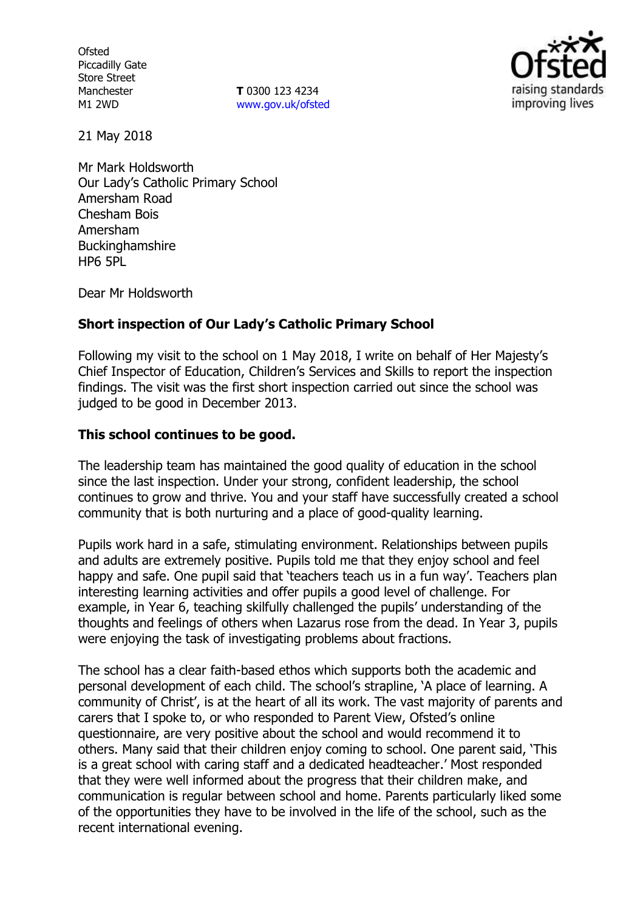Ofsted
Piccadilly Gate
Store Street
Manchester
M1 2WD

**T** 0300 123 4234
www.gov.uk/ofsted

21 May 2018

Mr Mark Holdsworth
Our Lady's Catholic Primary School
Amersham Road
Chesham Bois
Amersham
Buckinghamshire
HP6 5PL

Dear Mr Holdsworth

**Short inspection of Our Lady's Catholic Primary School**

Following my visit to the school on 1 May 2018, I write on behalf of Her Majesty's Chief Inspector of Education, Children's Services and Skills to report the inspection findings. The visit was the first short inspection carried out since the school was judged to be good in December 2013.

**This school continues to be good.**

The leadership team has maintained the good quality of education in the school since the last inspection. Under your strong, confident leadership, the school continues to grow and thrive. You and your staff have successfully created a school community that is both nurturing and a place of good-quality learning.

Pupils work hard in a safe, stimulating environment. Relationships between pupils and adults are extremely positive. Pupils told me that they enjoy school and feel happy and safe. One pupil said that 'teachers teach us in a fun way'. Teachers plan interesting learning activities and offer pupils a good level of challenge. For example, in Year 6, teaching skilfully challenged the pupils' understanding of the thoughts and feelings of others when Lazarus rose from the dead. In Year 3, pupils were enjoying the task of investigating problems about fractions.

The school has a clear faith-based ethos which supports both the academic and personal development of each child. The school's strapline, 'A place of learning. A community of Christ', is at the heart of all its work. The vast majority of parents and carers that I spoke to, or who responded to Parent View, Ofsted's online questionnaire, are very positive about the school and would recommend it to others. Many said that their children enjoy coming to school. One parent said, 'This is a great school with caring staff and a dedicated headteacher.' Most responded that they were well informed about the progress that their children make, and communication is regular between school and home. Parents particularly liked some of the opportunities they have to be involved in the life of the school, such as the recent international evening.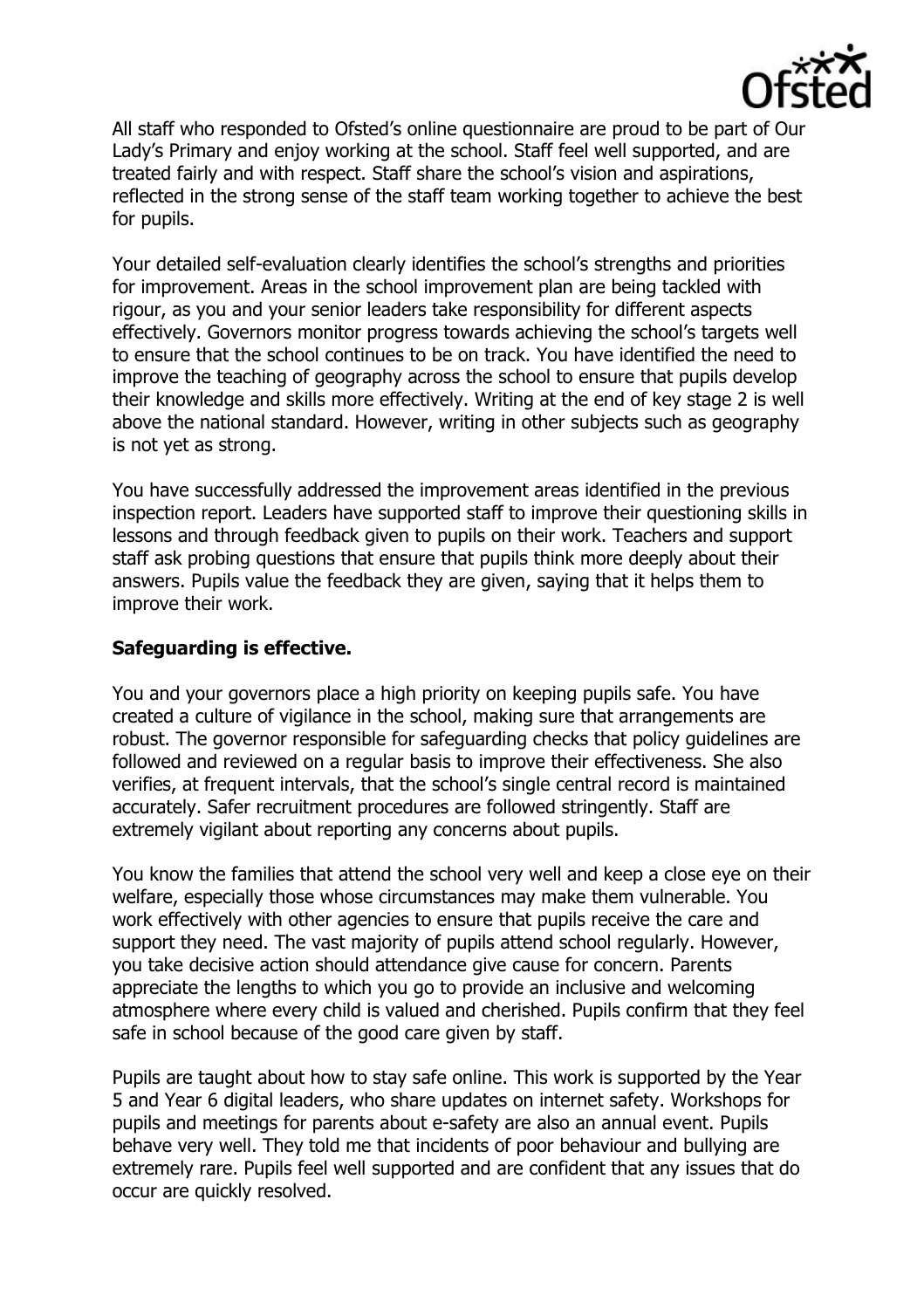All staff who responded to Ofsted's online questionnaire are proud to be part of Our Lady's Primary and enjoy working at the school. Staff feel well supported, and are treated fairly and with respect. Staff share the school's vision and aspirations, reflected in the strong sense of the staff team working together to achieve the best for pupils.

Your detailed self-evaluation clearly identifies the school's strengths and priorities for improvement. Areas in the school improvement plan are being tackled with rigour, as you and your senior leaders take responsibility for different aspects effectively. Governors monitor progress towards achieving the school's targets well to ensure that the school continues to be on track. You have identified the need to improve the teaching of geography across the school to ensure that pupils develop their knowledge and skills more effectively. Writing at the end of key stage 2 is well above the national standard. However, writing in other subjects such as geography is not yet as strong.

You have successfully addressed the improvement areas identified in the previous inspection report. Leaders have supported staff to improve their questioning skills in lessons and through feedback given to pupils on their work. Teachers and support staff ask probing questions that ensure that pupils think more deeply about their answers. Pupils value the feedback they are given, saying that it helps them to improve their work.

## Safeguarding is effective.

You and your governors place a high priority on keeping pupils safe. You have created a culture of vigilance in the school, making sure that arrangements are robust. The governor responsible for safeguarding checks that policy guidelines are followed and reviewed on a regular basis to improve their effectiveness. She also verifies, at frequent intervals, that the school's single central record is maintained accurately. Safer recruitment procedures are followed stringently. Staff are extremely vigilant about reporting any concerns about pupils.

You know the families that attend the school very well and keep a close eye on their welfare, especially those whose circumstances may make them vulnerable. You work effectively with other agencies to ensure that pupils receive the care and support they need. The vast majority of pupils attend school regularly. However, you take decisive action should attendance give cause for concern. Parents appreciate the lengths to which you go to provide an inclusive and welcoming atmosphere where every child is valued and cherished. Pupils confirm that they feel safe in school because of the good care given by staff.

Pupils are taught about how to stay safe online. This work is supported by the Year 5 and Year 6 digital leaders, who share updates on internet safety. Workshops for pupils and meetings for parents about e-safety are also an annual event. Pupils behave very well. They told me that incidents of poor behaviour and bullying are extremely rare. Pupils feel well supported and are confident that any issues that do occur are quickly resolved.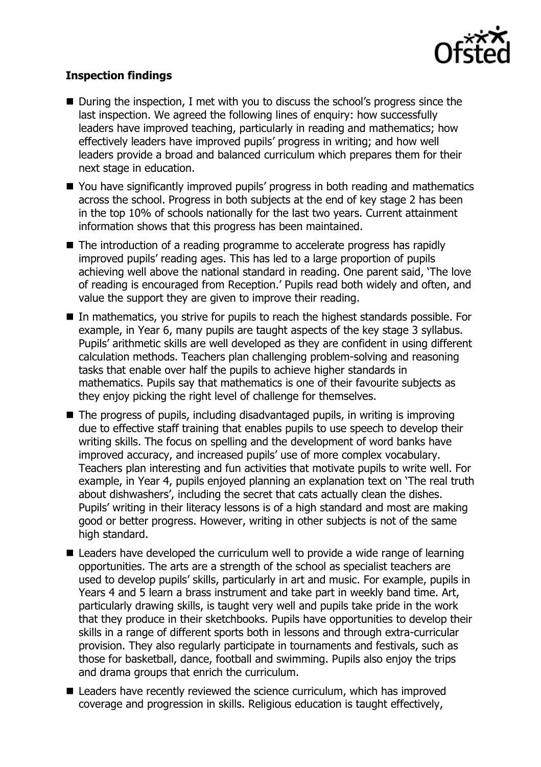**Inspection findings**

- During the inspection, I met with you to discuss the school's progress since the last inspection. We agreed the following lines of enquiry: how successfully leaders have improved teaching, particularly in reading and mathematics; how effectively leaders have improved pupils' progress in writing; and how well leaders provide a broad and balanced curriculum which prepares them for their next stage in education.
- You have significantly improved pupils' progress in both reading and mathematics across the school. Progress in both subjects at the end of key stage 2 has been in the top 10% of schools nationally for the last two years. Current attainment information shows that this progress has been maintained.
- The introduction of a reading programme to accelerate progress has rapidly improved pupils' reading ages. This has led to a large proportion of pupils achieving well above the national standard in reading. One parent said, 'The love of reading is encouraged from Reception.' Pupils read both widely and often, and value the support they are given to improve their reading.
- In mathematics, you strive for pupils to reach the highest standards possible. For example, in Year 6, many pupils are taught aspects of the key stage 3 syllabus. Pupils' arithmetic skills are well developed as they are confident in using different calculation methods. Teachers plan challenging problem-solving and reasoning tasks that enable over half the pupils to achieve higher standards in mathematics. Pupils say that mathematics is one of their favourite subjects as they enjoy picking the right level of challenge for themselves.
- The progress of pupils, including disadvantaged pupils, in writing is improving due to effective staff training that enables pupils to use speech to develop their writing skills. The focus on spelling and the development of word banks have improved accuracy, and increased pupils' use of more complex vocabulary. Teachers plan interesting and fun activities that motivate pupils to write well. For example, in Year 4, pupils enjoyed planning an explanation text on 'The real truth about dishwashers', including the secret that cats actually clean the dishes. Pupils' writing in their literacy lessons is of a high standard and most are making good or better progress. However, writing in other subjects is not of the same high standard.
- Leaders have developed the curriculum well to provide a wide range of learning opportunities. The arts are a strength of the school as specialist teachers are used to develop pupils' skills, particularly in art and music. For example, pupils in Years 4 and 5 learn a brass instrument and take part in weekly band time. Art, particularly drawing skills, is taught very well and pupils take pride in the work that they produce in their sketchbooks. Pupils have opportunities to develop their skills in a range of different sports both in lessons and through extra-curricular provision. They also regularly participate in tournaments and festivals, such as those for basketball, dance, football and swimming. Pupils also enjoy the trips and drama groups that enrich the curriculum.
- Leaders have recently reviewed the science curriculum, which has improved coverage and progression in skills. Religious education is taught effectively,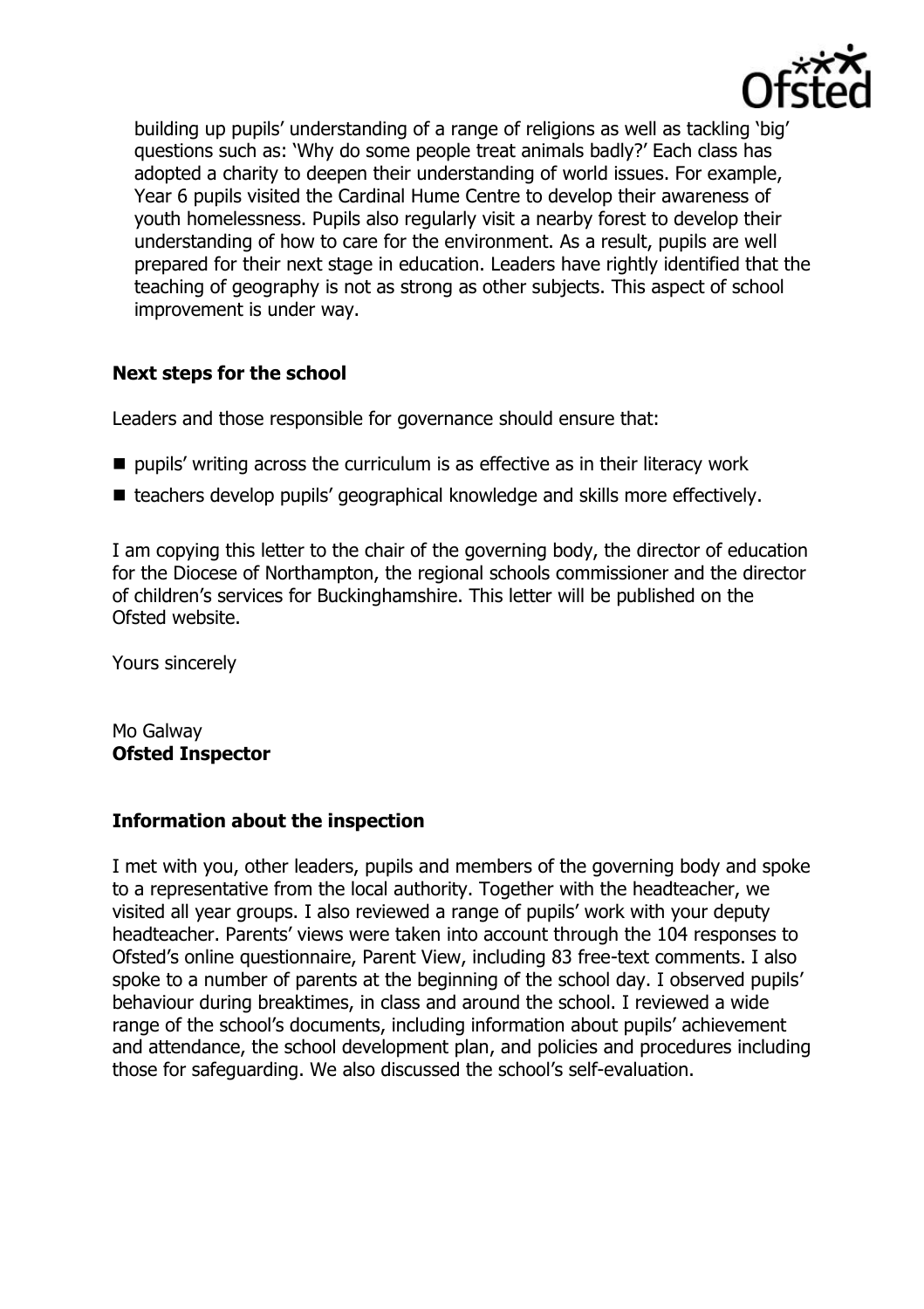building up pupils' understanding of a range of religions as well as tackling 'big' questions such as: 'Why do some people treat animals badly?' Each class has adopted a charity to deepen their understanding of world issues. For example, Year 6 pupils visited the Cardinal Hume Centre to develop their awareness of youth homelessness. Pupils also regularly visit a nearby forest to develop their understanding of how to care for the environment. As a result, pupils are well prepared for their next stage in education. Leaders have rightly identified that the teaching of geography is not as strong as other subjects. This aspect of school improvement is under way.

### Next steps for the school

Leaders and those responsible for governance should ensure that:

- pupils' writing across the curriculum is as effective as in their literacy work
- teachers develop pupils' geographical knowledge and skills more effectively.

I am copying this letter to the chair of the governing body, the director of education for the Diocese of Northampton, the regional schools commissioner and the director of children's services for Buckinghamshire. This letter will be published on the Ofsted website.

Yours sincerely

Mo Galway
**Ofsted Inspector**

### Information about the inspection

I met with you, other leaders, pupils and members of the governing body and spoke to a representative from the local authority. Together with the headteacher, we visited all year groups. I also reviewed a range of pupils' work with your deputy headteacher. Parents' views were taken into account through the 104 responses to Ofsted's online questionnaire, Parent View, including 83 free-text comments. I also spoke to a number of parents at the beginning of the school day. I observed pupils' behaviour during breaktimes, in class and around the school. I reviewed a wide range of the school's documents, including information about pupils' achievement and attendance, the school development plan, and policies and procedures including those for safeguarding. We also discussed the school's self-evaluation.